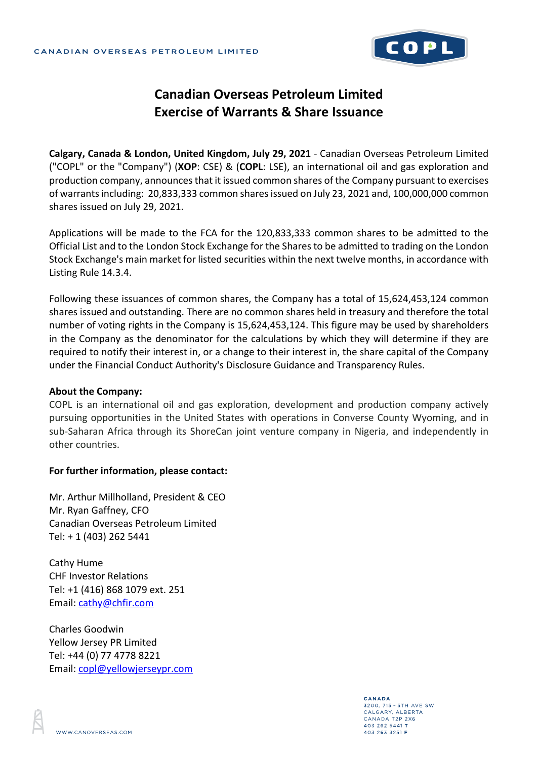CANADIAN OVERSEAS PETROLEUM LIMITED

# Canadian Overseas Petroleum Limited
# Exercise of Warrants & Share Issuance

**Calgary, Canada & London, United Kingdom, July 29, 2021** - Canadian Overseas Petroleum Limited ("COPL" or the "Company") (**XOP**: CSE) & (**COPL**: LSE), an international oil and gas exploration and production company, announces that it issued common shares of the Company pursuant to exercises of warrants including: 20,833,333 common shares issued on July 23, 2021 and, 100,000,000 common shares issued on July 29, 2021.

Applications will be made to the FCA for the 120,833,333 common shares to be admitted to the Official List and to the London Stock Exchange for the Shares to be admitted to trading on the London Stock Exchange's main market for listed securities within the next twelve months, in accordance with Listing Rule 14.3.4.

Following these issuances of common shares, the Company has a total of 15,624,453,124 common shares issued and outstanding. There are no common shares held in treasury and therefore the total number of voting rights in the Company is 15,624,453,124. This figure may be used by shareholders in the Company as the denominator for the calculations by which they will determine if they are required to notify their interest in, or a change to their interest in, the share capital of the Company under the Financial Conduct Authority's Disclosure Guidance and Transparency Rules.

**About the Company:**

COPL is an international oil and gas exploration, development and production company actively pursuing opportunities in the United States with operations in Converse County Wyoming, and in sub-Saharan Africa through its ShoreCan joint venture company in Nigeria, and independently in other countries.

**For further information, please contact:**

Mr. Arthur Millholland, President & CEO
Mr. Ryan Gaffney, CFO
Canadian Overseas Petroleum Limited
Tel: + 1 (403) 262 5441

Cathy Hume
CHF Investor Relations
Tel: +1 (416) 868 1079 ext. 251
Email: cathy@chfir.com

Charles Goodwin
Yellow Jersey PR Limited
Tel: +44 (0) 77 4778 8221
Email: copl@yellowjerseypr.com

WWW.CANOVERSEAS.COM

CANADA
3200, 715 - 5TH AVE SW
CALGARY, ALBERTA
CANADA T2P 2X6
403 262 5441 T
403 263 3251 F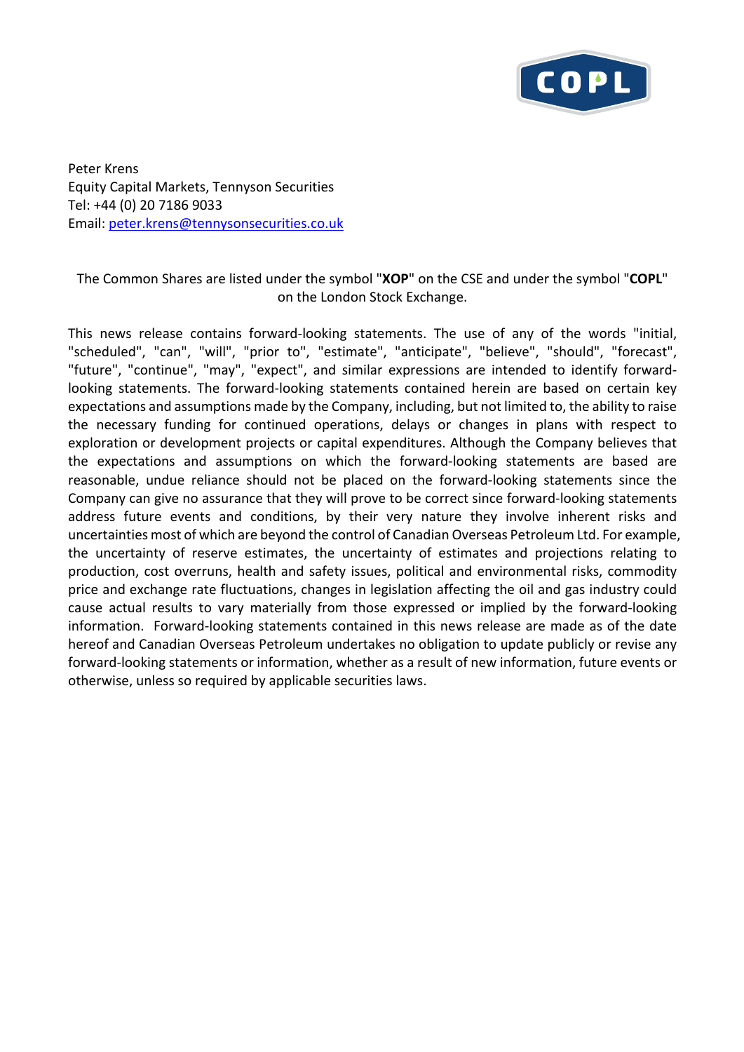Peter Krens
Equity Capital Markets, Tennyson Securities
Tel: +44 (0) 20 7186 9033
Email: peter.krens@tennysonsecurities.co.uk

The Common Shares are listed under the symbol "**XOP**" on the CSE and under the symbol "**COPL**" on the London Stock Exchange.

This news release contains forward-looking statements. The use of any of the words "initial, "scheduled", "can", "will", "prior to", "estimate", "anticipate", "believe", "should", "forecast", "future", "continue", "may", "expect", and similar expressions are intended to identify forward-looking statements. The forward-looking statements contained herein are based on certain key expectations and assumptions made by the Company, including, but not limited to, the ability to raise the necessary funding for continued operations, delays or changes in plans with respect to exploration or development projects or capital expenditures. Although the Company believes that the expectations and assumptions on which the forward-looking statements are based are reasonable, undue reliance should not be placed on the forward-looking statements since the Company can give no assurance that they will prove to be correct since forward-looking statements address future events and conditions, by their very nature they involve inherent risks and uncertainties most of which are beyond the control of Canadian Overseas Petroleum Ltd. For example, the uncertainty of reserve estimates, the uncertainty of estimates and projections relating to production, cost overruns, health and safety issues, political and environmental risks, commodity price and exchange rate fluctuations, changes in legislation affecting the oil and gas industry could cause actual results to vary materially from those expressed or implied by the forward-looking information. Forward-looking statements contained in this news release are made as of the date hereof and Canadian Overseas Petroleum undertakes no obligation to update publicly or revise any forward-looking statements or information, whether as a result of new information, future events or otherwise, unless so required by applicable securities laws.